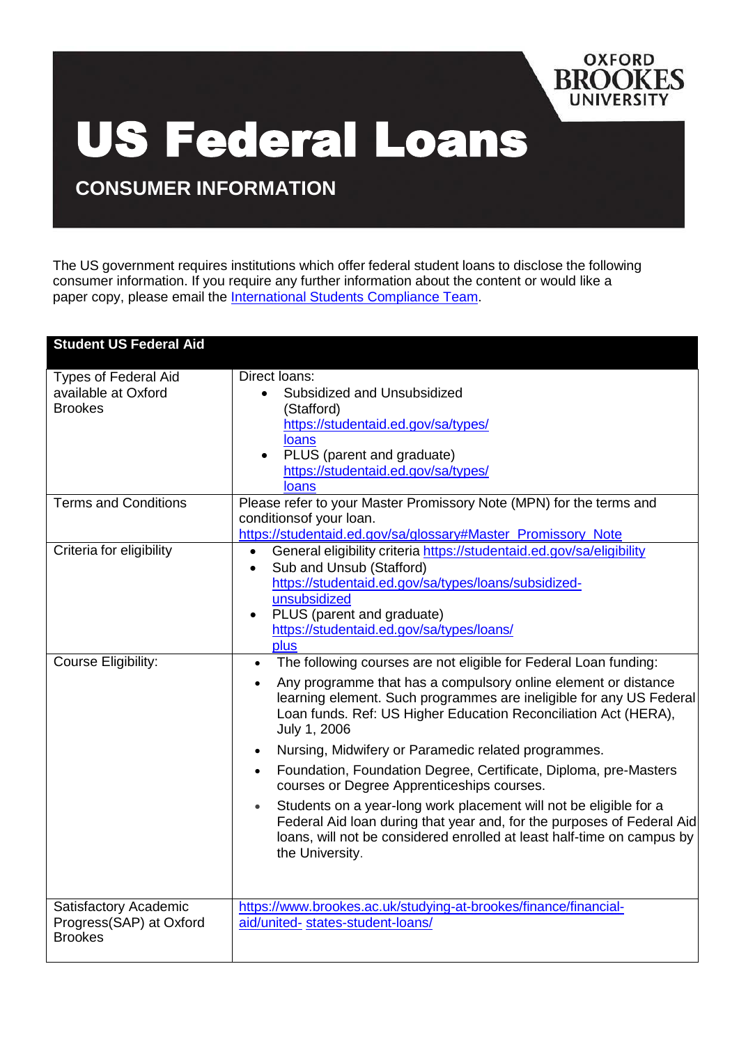OXFORD BROOKES UNIVERSITY

# US Federal Loans

## CONSUMER INFORMATION

The US government requires institutions which offer federal student loans to disclose the following consumer information. If you require any further information about the content or would like a paper copy, please email the International Students Compliance Team.

| Student US Federal Aid | |
| --- | --- |
| Types of Federal Aid available at Oxford Brookes | Direct loans:<br>• Subsidized and Unsubsidized (Stafford) https://studentaid.ed.gov/sa/types/loans<br>• PLUS (parent and graduate) https://studentaid.ed.gov/sa/types/loans |
| Terms and Conditions | Please refer to your Master Promissory Note (MPN) for the terms and conditionsof your loan. https://studentaid.ed.gov/sa/glossary#Master_Promissory_Note |
| Criteria for eligibility | • General eligibility criteria https://studentaid.ed.gov/sa/eligibility<br>• Sub and Unsub (Stafford) https://studentaid.ed.gov/sa/types/loans/subsidized-unsubsidized<br>• PLUS (parent and graduate) https://studentaid.ed.gov/sa/types/loans/plus |
| Course Eligibility: | • The following courses are not eligible for Federal Loan funding:<br>• Any programme that has a compulsory online element or distance learning element. Such programmes are ineligible for any US Federal Loan funds. Ref: US Higher Education Reconciliation Act (HERA), July 1, 2006<br>• Nursing, Midwifery or Paramedic related programmes.<br>• Foundation, Foundation Degree, Certificate, Diploma, pre-Masters courses or Degree Apprenticeships courses.<br>• Students on a year-long work placement will not be eligible for a Federal Aid loan during that year and, for the purposes of Federal Aid loans, will not be considered enrolled at least half-time on campus by the University. |
| Satisfactory Academic Progress(SAP) at Oxford Brookes | https://www.brookes.ac.uk/studying-at-brookes/finance/financial-aid/united- states-student-loans/ |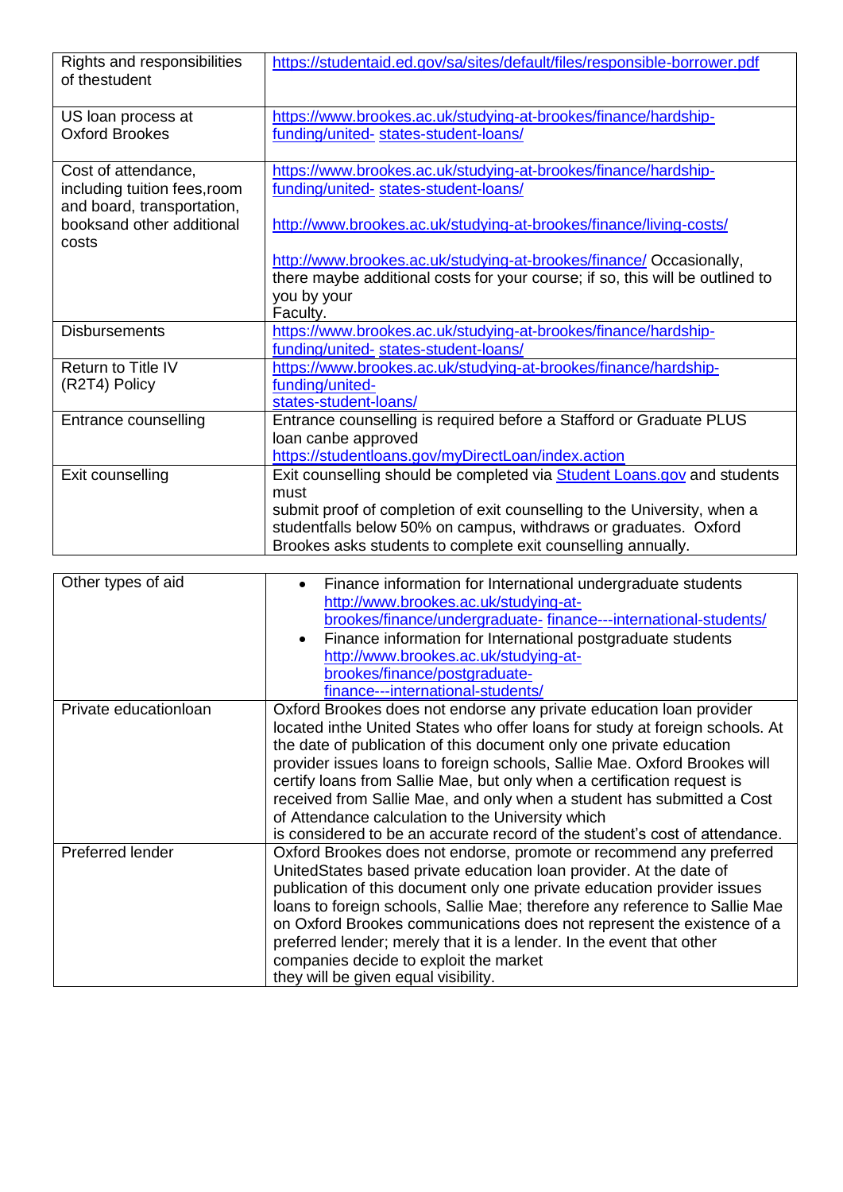| | |
|---|---|
| Rights and responsibilities of thestudent | https://studentaid.ed.gov/sa/sites/default/files/responsible-borrower.pdf |
| US loan process at Oxford Brookes | https://www.brookes.ac.uk/studying-at-brookes/finance/hardship-funding/united- states-student-loans/ |
| Cost of attendance, including tuition fees,room and board, transportation, booksand other additional costs | https://www.brookes.ac.uk/studying-at-brookes/finance/hardship-funding/united- states-student-loans/<br><br>http://www.brookes.ac.uk/studying-at-brookes/finance/living-costs/<br><br>http://www.brookes.ac.uk/studying-at-brookes/finance/ Occasionally, there maybe additional costs for your course; if so, this will be outlined to you by your Faculty. |
| Disbursements | https://www.brookes.ac.uk/studying-at-brookes/finance/hardship-funding/united- states-student-loans/ |
| Return to Title IV (R2T4) Policy | https://www.brookes.ac.uk/studying-at-brookes/finance/hardship-funding/united-states-student-loans/ |
| Entrance counselling | Entrance counselling is required before a Stafford or Graduate PLUS loan canbe approved https://studentloans.gov/myDirectLoan/index.action |
| Exit counselling | Exit counselling should be completed via Student Loans.gov and students must submit proof of completion of exit counselling to the University, when a studentfalls below 50% on campus, withdraws or graduates. Oxford Brookes asks students to complete exit counselling annually. |

| | |
|---|---|
| Other types of aid | • Finance information for International undergraduate students http://www.brookes.ac.uk/studying-at-brookes/finance/undergraduate- finance---international-students/<br>• Finance information for International postgraduate students http://www.brookes.ac.uk/studying-at-brookes/finance/postgraduate-finance---international-students/ |
| Private educationloan | Oxford Brookes does not endorse any private education loan provider located inthe United States who offer loans for study at foreign schools. At the date of publication of this document only one private education provider issues loans to foreign schools, Sallie Mae. Oxford Brookes will certify loans from Sallie Mae, but only when a certification request is received from Sallie Mae, and only when a student has submitted a Cost of Attendance calculation to the University which is considered to be an accurate record of the student's cost of attendance. |
| Preferred lender | Oxford Brookes does not endorse, promote or recommend any preferred UnitedStates based private education loan provider. At the date of publication of this document only one private education provider issues loans to foreign schools, Sallie Mae; therefore any reference to Sallie Mae on Oxford Brookes communications does not represent the existence of a preferred lender; merely that it is a lender. In the event that other companies decide to exploit the market they will be given equal visibility. |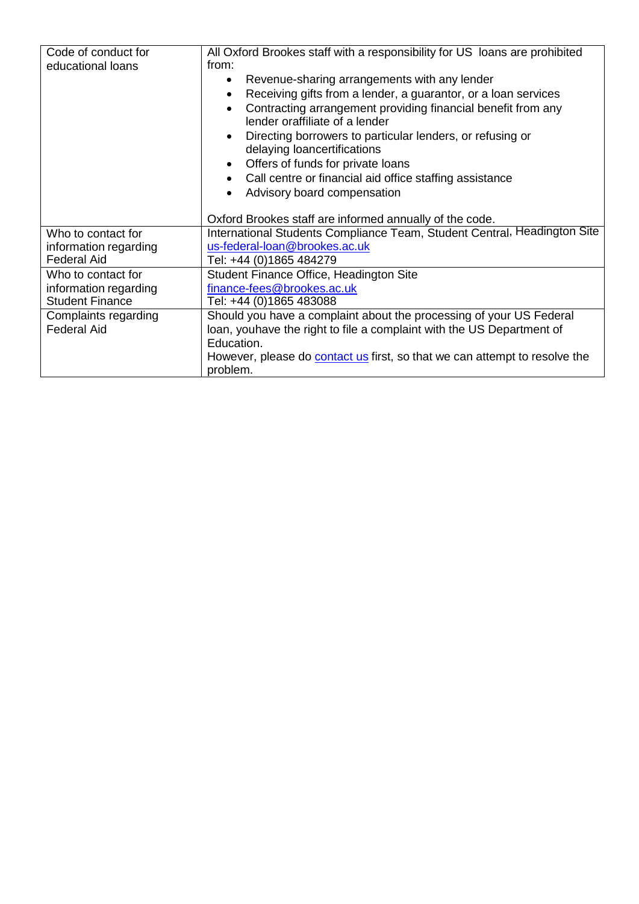| | |
|---|---|
| Code of conduct for educational loans | All Oxford Brookes staff with a responsibility for US loans are prohibited from:<br>• Revenue-sharing arrangements with any lender<br>• Receiving gifts from a lender, a guarantor, or a loan services<br>• Contracting arrangement providing financial benefit from any lender oraffiliate of a lender<br>• Directing borrowers to particular lenders, or refusing or delaying loancertifications<br>• Offers of funds for private loans<br>• Call centre or financial aid office staffing assistance<br>• Advisory board compensation<br><br>Oxford Brookes staff are informed annually of the code. |
| Who to contact for information regarding Federal Aid | International Students Compliance Team, Student Central, Headington Site<br>us-federal-loan@brookes.ac.uk<br>Tel: +44 (0)1865 484279 |
| Who to contact for information regarding Student Finance | Student Finance Office, Headington Site<br>finance-fees@brookes.ac.uk<br>Tel: +44 (0)1865 483088 |
| Complaints regarding Federal Aid | Should you have a complaint about the processing of your US Federal loan, youhave the right to file a complaint with the US Department of Education.<br>However, please do contact us first, so that we can attempt to resolve the problem. |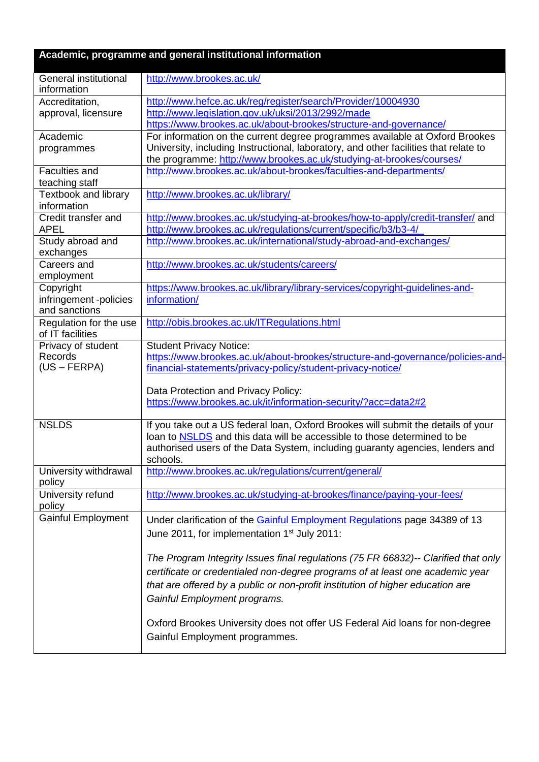| Academic, programme and general institutional information | |
|---|---|
| General institutional information | http://www.brookes.ac.uk/ |
| Accreditation, approval, licensure | http://www.hefce.ac.uk/reg/register/search/Provider/10004930<br>http://www.legislation.gov.uk/uksi/2013/2992/made<br>https://www.brookes.ac.uk/about-brookes/structure-and-governance/ |
| Academic programmes | For information on the current degree programmes available at Oxford Brookes University, including Instructional, laboratory, and other facilities that relate to the programme: http://www.brookes.ac.uk/studying-at-brookes/courses/ |
| Faculties and teaching staff | http://www.brookes.ac.uk/about-brookes/faculties-and-departments/ |
| Textbook and library information | http://www.brookes.ac.uk/library/ |
| Credit transfer and APEL | http://www.brookes.ac.uk/studying-at-brookes/how-to-apply/credit-transfer/ and http://www.brookes.ac.uk/regulations/current/specific/b3/b3-4/ |
| Study abroad and exchanges | http://www.brookes.ac.uk/international/study-abroad-and-exchanges/ |
| Careers and employment | http://www.brookes.ac.uk/students/careers/ |
| Copyright infringement -policies and sanctions | https://www.brookes.ac.uk/library/library-services/copyright-guidelines-and-information/ |
| Regulation for the use of IT facilities | http://obis.brookes.ac.uk/ITRegulations.html |
| Privacy of student Records (US – FERPA) | Student Privacy Notice:<br>https://www.brookes.ac.uk/about-brookes/structure-and-governance/policies-and-financial-statements/privacy-policy/student-privacy-notice/<br><br>Data Protection and Privacy Policy:<br>https://www.brookes.ac.uk/it/information-security/?acc=data2#2 |
| NSLDS | If you take out a US federal loan, Oxford Brookes will submit the details of your loan to NSLDS and this data will be accessible to those determined to be authorised users of the Data System, including guaranty agencies, lenders and schools. |
| University withdrawal policy | http://www.brookes.ac.uk/regulations/current/general/ |
| University refund policy | http://www.brookes.ac.uk/studying-at-brookes/finance/paying-your-fees/ |
| Gainful Employment | Under clarification of the Gainful Employment Regulations page 34389 of 13 June 2011, for implementation 1st July 2011:<br><br>*The Program Integrity Issues final regulations (75 FR 66832)-- Clarified that only certificate or credentialed non-degree programs of at least one academic year that are offered by a public or non-profit institution of higher education are Gainful Employment programs.*<br><br>Oxford Brookes University does not offer US Federal Aid loans for non-degree Gainful Employment programmes. |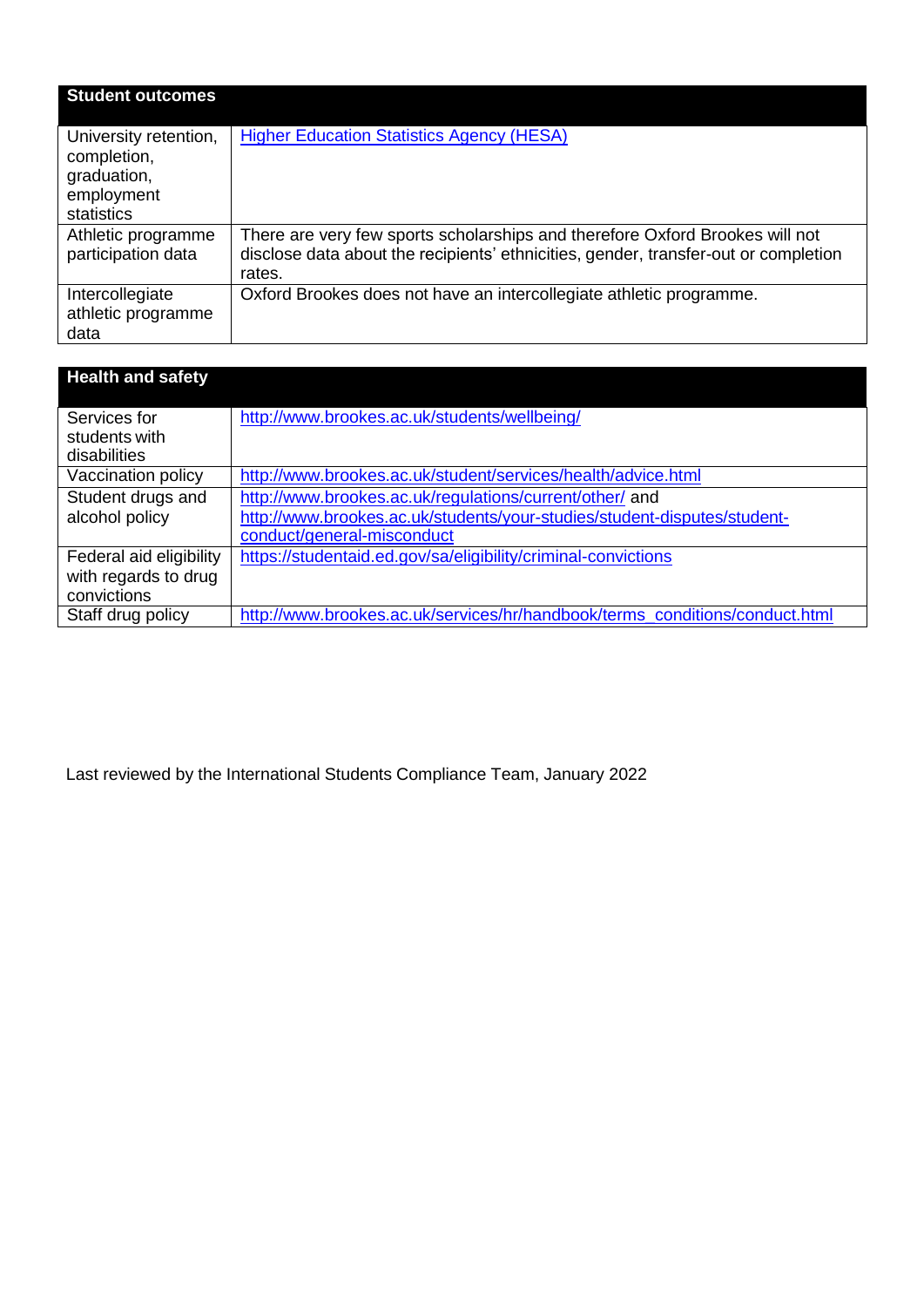| Student outcomes | |
|---|---|
| University retention, completion, graduation, employment statistics | [Higher Education Statistics Agency (HESA)]() |
| Athletic programme participation data | There are very few sports scholarships and therefore Oxford Brookes will not disclose data about the recipients' ethnicities, gender, transfer-out or completion rates. |
| Intercollegiate athletic programme data | Oxford Brookes does not have an intercollegiate athletic programme. |

| Health and safety | |
|---|---|
| Services for students with disabilities | http://www.brookes.ac.uk/students/wellbeing/ |
| Vaccination policy | http://www.brookes.ac.uk/student/services/health/advice.html |
| Student drugs and alcohol policy | http://www.brookes.ac.uk/regulations/current/other/ and http://www.brookes.ac.uk/students/your-studies/student-disputes/student-conduct/general-misconduct |
| Federal aid eligibility with regards to drug convictions | https://studentaid.ed.gov/sa/eligibility/criminal-convictions |
| Staff drug policy | http://www.brookes.ac.uk/services/hr/handbook/terms_conditions/conduct.html |

Last reviewed by the International Students Compliance Team, January 2022